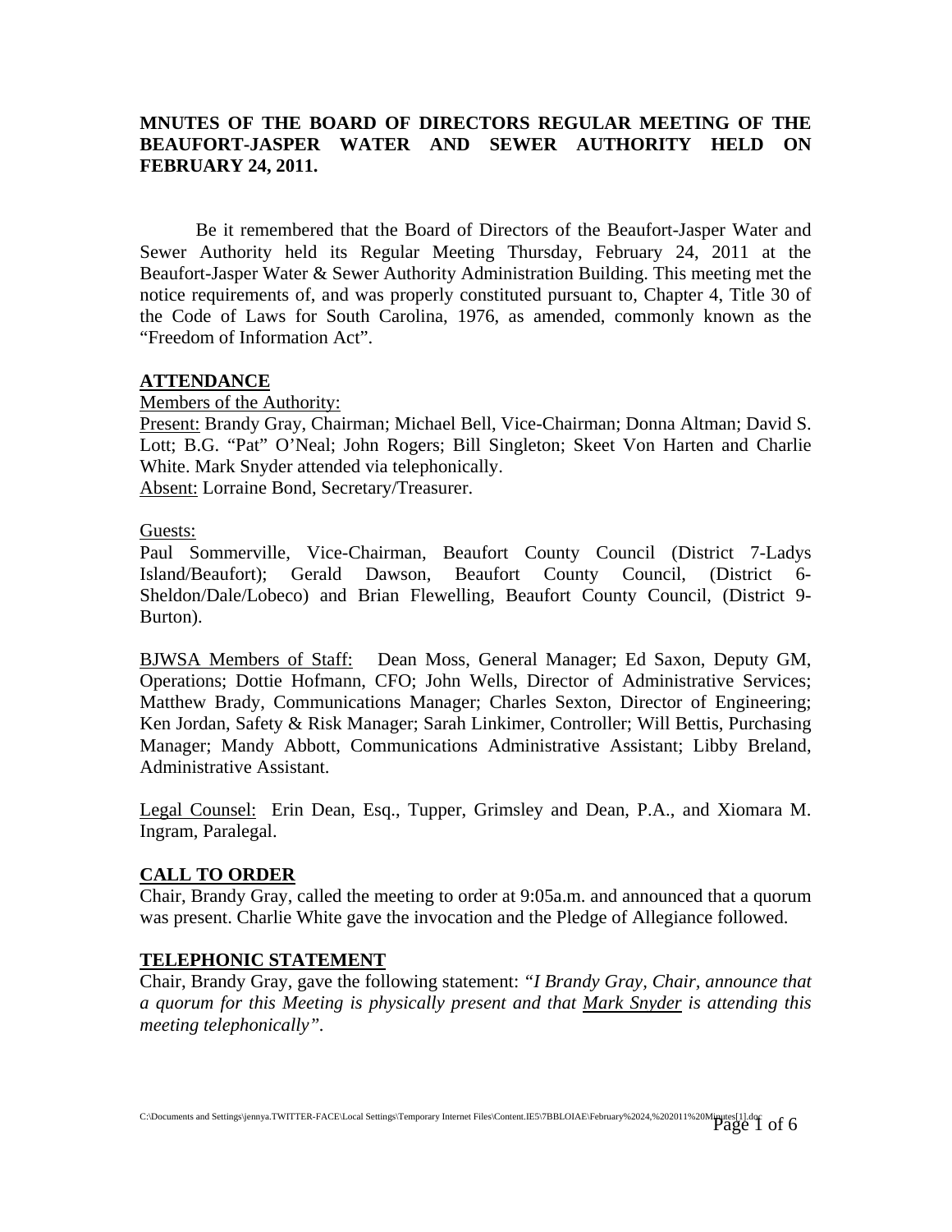**MNUTES OF THE BOARD OF DIRECTORS REGULAR MEETING OF THE BEAUFORT-JASPER WATER AND SEWER AUTHORITY HELD ON FEBRUARY 24, 2011.**

Be it remembered that the Board of Directors of the Beaufort-Jasper Water and Sewer Authority held its Regular Meeting Thursday, February 24, 2011 at the Beaufort-Jasper Water & Sewer Authority Administration Building. This meeting met the notice requirements of, and was properly constituted pursuant to, Chapter 4, Title 30 of the Code of Laws for South Carolina, 1976, as amended, commonly known as the "Freedom of Information Act".

## ATTENDANCE

Members of the Authority:

Present: Brandy Gray, Chairman; Michael Bell, Vice-Chairman; Donna Altman; David S. Lott; B.G. "Pat" O'Neal; John Rogers; Bill Singleton; Skeet Von Harten and Charlie White. Mark Snyder attended via telephonically.

Absent: Lorraine Bond, Secretary/Treasurer.

Guests:

Paul Sommerville, Vice-Chairman, Beaufort County Council (District 7-Ladys Island/Beaufort); Gerald Dawson, Beaufort County Council, (District 6-Sheldon/Dale/Lobeco) and Brian Flewelling, Beaufort County Council, (District 9-Burton).

BJWSA Members of Staff: Dean Moss, General Manager; Ed Saxon, Deputy GM, Operations; Dottie Hofmann, CFO; John Wells, Director of Administrative Services; Matthew Brady, Communications Manager; Charles Sexton, Director of Engineering; Ken Jordan, Safety & Risk Manager; Sarah Linkimer, Controller; Will Bettis, Purchasing Manager; Mandy Abbott, Communications Administrative Assistant; Libby Breland, Administrative Assistant.

Legal Counsel: Erin Dean, Esq., Tupper, Grimsley and Dean, P.A., and Xiomara M. Ingram, Paralegal.

## CALL TO ORDER

Chair, Brandy Gray, called the meeting to order at 9:05a.m. and announced that a quorum was present. Charlie White gave the invocation and the Pledge of Allegiance followed.

## TELEPHONIC STATEMENT

Chair, Brandy Gray, gave the following statement: *"I Brandy Gray, Chair, announce that a quorum for this Meeting is physically present and that Mark Snyder is attending this meeting telephonically".*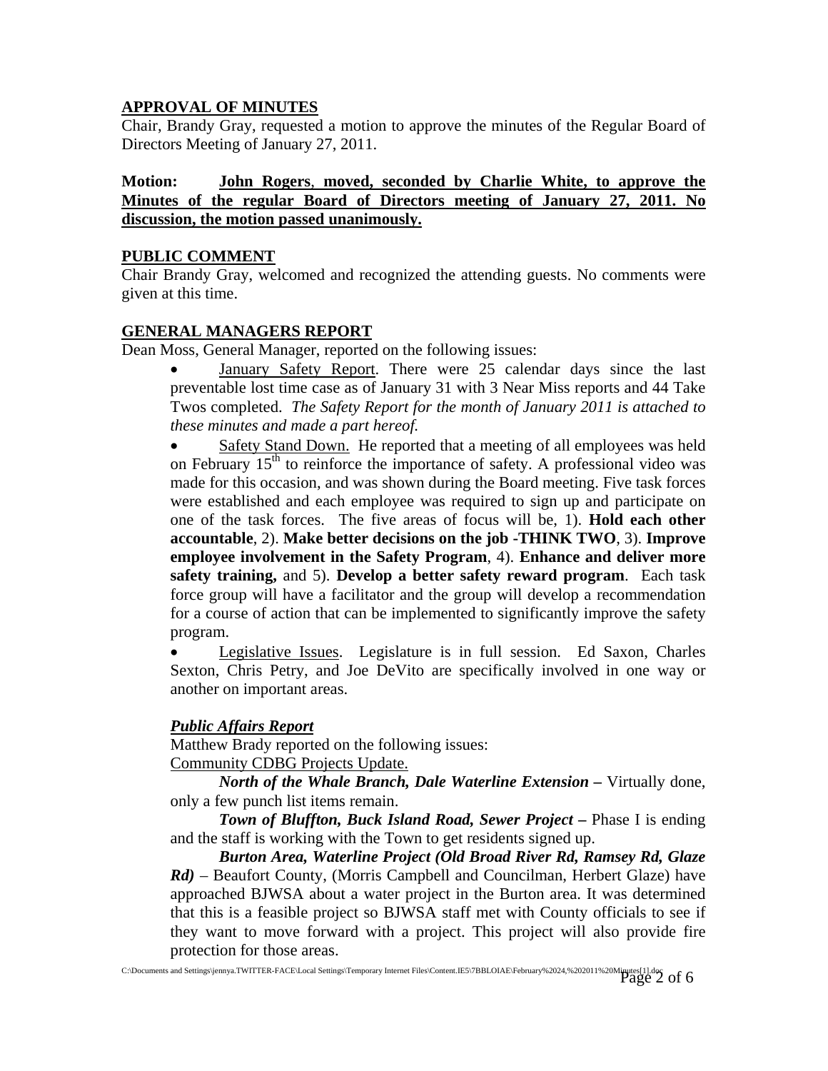## APPROVAL OF MINUTES

Chair, Brandy Gray, requested a motion to approve the minutes of the Regular Board of Directors Meeting of January 27, 2011.

**Motion: John Rogers, moved, seconded by Charlie White, to approve the Minutes of the regular Board of Directors meeting of January 27, 2011. No discussion, the motion passed unanimously.**

## PUBLIC COMMENT

Chair Brandy Gray, welcomed and recognized the attending guests. No comments were given at this time.

## GENERAL MANAGERS REPORT

Dean Moss, General Manager, reported on the following issues:

- January Safety Report. There were 25 calendar days since the last preventable lost time case as of January 31 with 3 Near Miss reports and 44 Take Twos completed. *The Safety Report for the month of January 2011 is attached to these minutes and made a part hereof.*
- Safety Stand Down. He reported that a meeting of all employees was held on February 15th to reinforce the importance of safety. A professional video was made for this occasion, and was shown during the Board meeting. Five task forces were established and each employee was required to sign up and participate on one of the task forces. The five areas of focus will be, 1). **Hold each other accountable**, 2). **Make better decisions on the job -THINK TWO**, 3). **Improve employee involvement in the Safety Program**, 4). **Enhance and deliver more safety training,** and 5). **Develop a better safety reward program**. Each task force group will have a facilitator and the group will develop a recommendation for a course of action that can be implemented to significantly improve the safety program.
- Legislative Issues. Legislature is in full session. Ed Saxon, Charles Sexton, Chris Petry, and Joe DeVito are specifically involved in one way or another on important areas.

### *Public Affairs Report*

Matthew Brady reported on the following issues:

Community CDBG Projects Update.

***North of the Whale Branch, Dale Waterline Extension –*** Virtually done, only a few punch list items remain.

***Town of Bluffton, Buck Island Road, Sewer Project –*** Phase I is ending and the staff is working with the Town to get residents signed up.

***Burton Area, Waterline Project (Old Broad River Rd, Ramsey Rd, Glaze Rd)*** – Beaufort County, (Morris Campbell and Councilman, Herbert Glaze) have approached BJWSA about a water project in the Burton area. It was determined that this is a feasible project so BJWSA staff met with County officials to see if they want to move forward with a project. This project will also provide fire protection for those areas.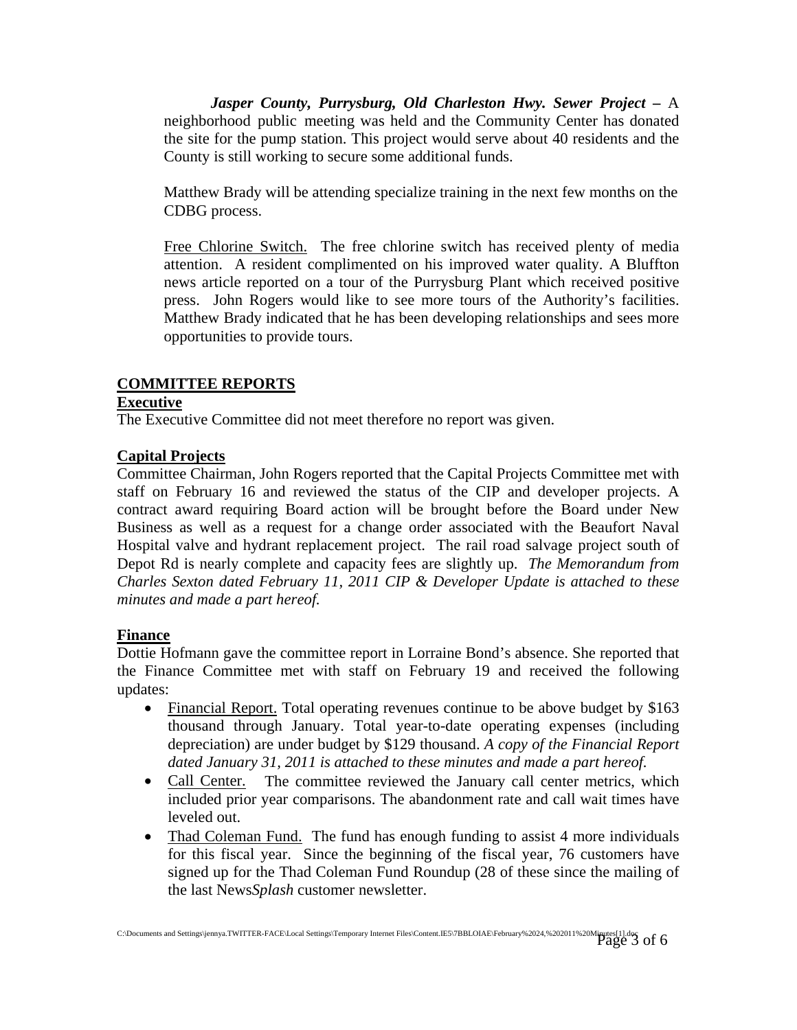***Jasper County, Purrysburg, Old Charleston Hwy. Sewer Project –*** A neighborhood public meeting was held and the Community Center has donated the site for the pump station. This project would serve about 40 residents and the County is still working to secure some additional funds.

Matthew Brady will be attending specialize training in the next few months on the CDBG process.

Free Chlorine Switch. The free chlorine switch has received plenty of media attention. A resident complimented on his improved water quality. A Bluffton news article reported on a tour of the Purrysburg Plant which received positive press. John Rogers would like to see more tours of the Authority's facilities. Matthew Brady indicated that he has been developing relationships and sees more opportunities to provide tours.

## COMMITTEE REPORTS

### Executive

The Executive Committee did not meet therefore no report was given.

### Capital Projects

Committee Chairman, John Rogers reported that the Capital Projects Committee met with staff on February 16 and reviewed the status of the CIP and developer projects. A contract award requiring Board action will be brought before the Board under New Business as well as a request for a change order associated with the Beaufort Naval Hospital valve and hydrant replacement project. The rail road salvage project south of Depot Rd is nearly complete and capacity fees are slightly up. *The Memorandum from Charles Sexton dated February 11, 2011 CIP & Developer Update is attached to these minutes and made a part hereof.*

### Finance

Dottie Hofmann gave the committee report in Lorraine Bond's absence. She reported that the Finance Committee met with staff on February 19 and received the following updates:

- Financial Report. Total operating revenues continue to be above budget by $163 thousand through January. Total year-to-date operating expenses (including depreciation) are under budget by $129 thousand. *A copy of the Financial Report dated January 31, 2011 is attached to these minutes and made a part hereof.*
- Call Center. The committee reviewed the January call center metrics, which included prior year comparisons. The abandonment rate and call wait times have leveled out.
- Thad Coleman Fund. The fund has enough funding to assist 4 more individuals for this fiscal year. Since the beginning of the fiscal year, 76 customers have signed up for the Thad Coleman Fund Roundup (28 of these since the mailing of the last News*Splash* customer newsletter.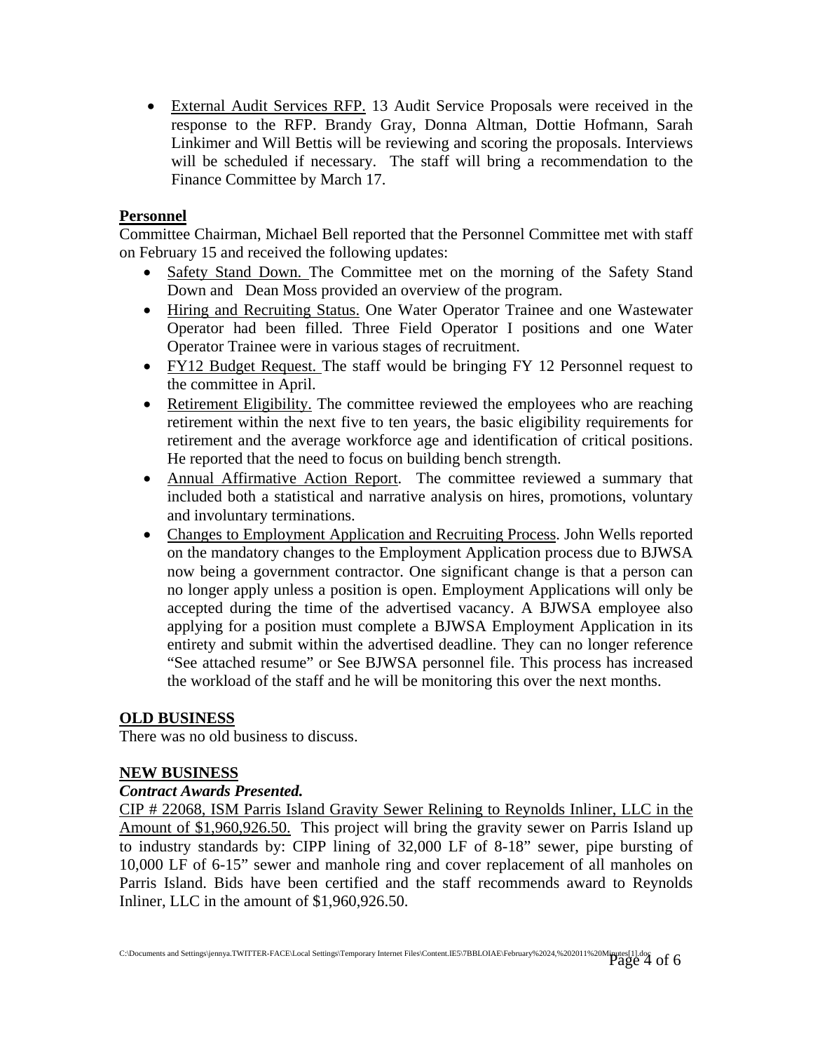- External Audit Services RFP. 13 Audit Service Proposals were received in the response to the RFP. Brandy Gray, Donna Altman, Dottie Hofmann, Sarah Linkimer and Will Bettis will be reviewing and scoring the proposals. Interviews will be scheduled if necessary. The staff will bring a recommendation to the Finance Committee by March 17.

**Personnel**

Committee Chairman, Michael Bell reported that the Personnel Committee met with staff on February 15 and received the following updates:

- Safety Stand Down. The Committee met on the morning of the Safety Stand Down and Dean Moss provided an overview of the program.
- Hiring and Recruiting Status. One Water Operator Trainee and one Wastewater Operator had been filled. Three Field Operator I positions and one Water Operator Trainee were in various stages of recruitment.
- FY12 Budget Request. The staff would be bringing FY 12 Personnel request to the committee in April.
- Retirement Eligibility. The committee reviewed the employees who are reaching retirement within the next five to ten years, the basic eligibility requirements for retirement and the average workforce age and identification of critical positions. He reported that the need to focus on building bench strength.
- Annual Affirmative Action Report. The committee reviewed a summary that included both a statistical and narrative analysis on hires, promotions, voluntary and involuntary terminations.
- Changes to Employment Application and Recruiting Process. John Wells reported on the mandatory changes to the Employment Application process due to BJWSA now being a government contractor. One significant change is that a person can no longer apply unless a position is open. Employment Applications will only be accepted during the time of the advertised vacancy. A BJWSA employee also applying for a position must complete a BJWSA Employment Application in its entirety and submit within the advertised deadline. They can no longer reference "See attached resume" or See BJWSA personnel file. This process has increased the workload of the staff and he will be monitoring this over the next months.

**OLD BUSINESS**

There was no old business to discuss.

**NEW BUSINESS**

***Contract Awards Presented.***

CIP # 22068, ISM Parris Island Gravity Sewer Relining to Reynolds Inliner, LLC in the Amount of $1,960,926.50. This project will bring the gravity sewer on Parris Island up to industry standards by: CIPP lining of 32,000 LF of 8-18" sewer, pipe bursting of 10,000 LF of 6-15" sewer and manhole ring and cover replacement of all manholes on Parris Island. Bids have been certified and the staff recommends award to Reynolds Inliner, LLC in the amount of $1,960,926.50.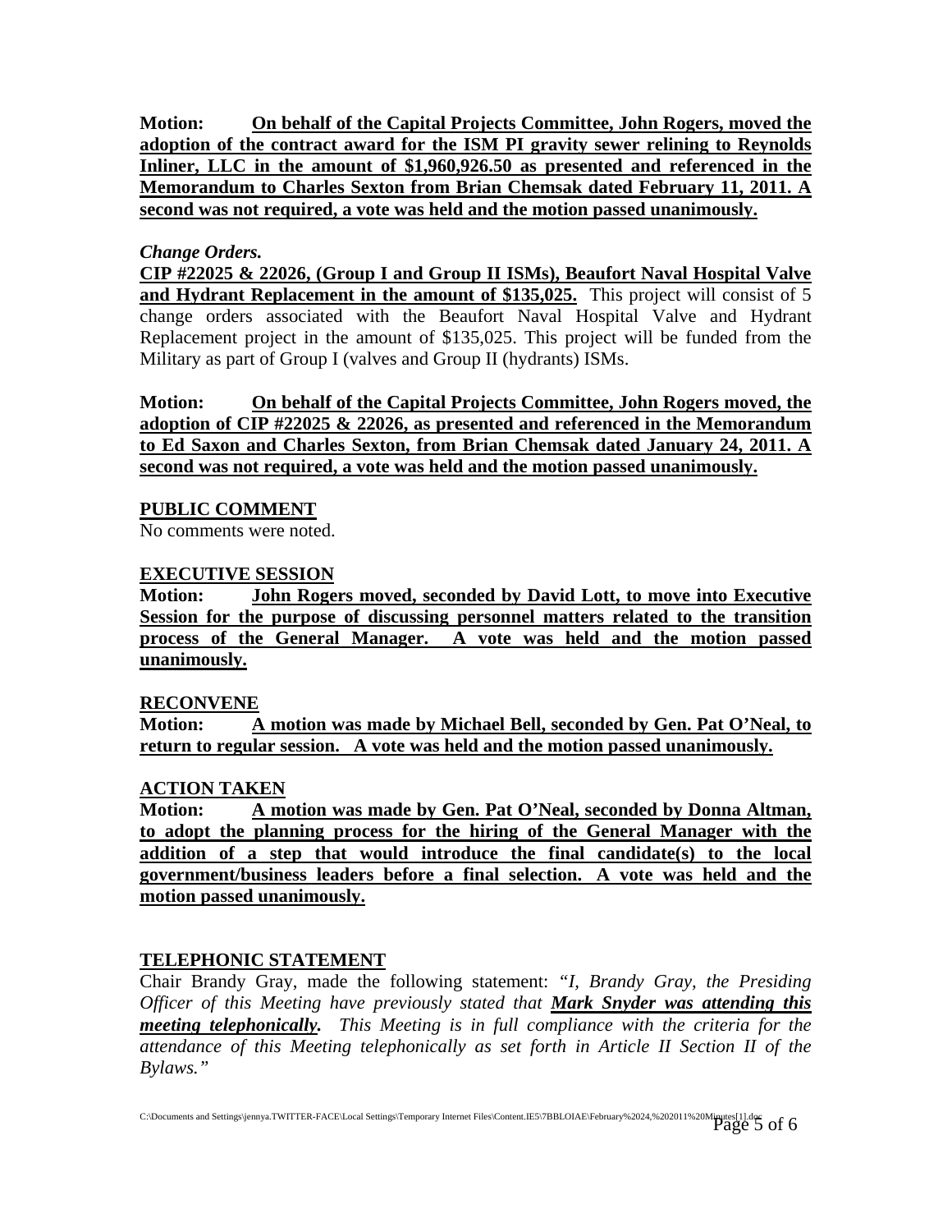**Motion:** **On behalf of the Capital Projects Committee, John Rogers, moved the adoption of the contract award for the ISM PI gravity sewer relining to Reynolds Inliner, LLC in the amount of $1,960,926.50 as presented and referenced in the Memorandum to Charles Sexton from Brian Chemsak dated February 11, 2011. A second was not required, a vote was held and the motion passed unanimously.**

***Change Orders.***

**CIP #22025 & 22026, (Group I and Group II ISMs), Beaufort Naval Hospital Valve and Hydrant Replacement in the amount of $135,025.** This project will consist of 5 change orders associated with the Beaufort Naval Hospital Valve and Hydrant Replacement project in the amount of $135,025. This project will be funded from the Military as part of Group I (valves and Group II (hydrants) ISMs.

**Motion:** **On behalf of the Capital Projects Committee, John Rogers moved, the adoption of CIP #22025 & 22026, as presented and referenced in the Memorandum to Ed Saxon and Charles Sexton, from Brian Chemsak dated January 24, 2011. A second was not required, a vote was held and the motion passed unanimously.**

**PUBLIC COMMENT**

No comments were noted.

**EXECUTIVE SESSION**

**Motion:** **John Rogers moved, seconded by David Lott, to move into Executive Session for the purpose of discussing personnel matters related to the transition process of the General Manager. A vote was held and the motion passed unanimously.**

**RECONVENE**

**Motion:** **A motion was made by Michael Bell, seconded by Gen. Pat O'Neal, to return to regular session. A vote was held and the motion passed unanimously.**

**ACTION TAKEN**

**Motion:** **A motion was made by Gen. Pat O'Neal, seconded by Donna Altman, to adopt the planning process for the hiring of the General Manager with the addition of a step that would introduce the final candidate(s) to the local government/business leaders before a final selection. A vote was held and the motion passed unanimously.**

**TELEPHONIC STATEMENT**

Chair Brandy Gray, made the following statement: *"I, Brandy Gray, the Presiding Officer of this Meeting have previously stated that* ***Mark Snyder was attending this meeting telephonically.*** *This Meeting is in full compliance with the criteria for the attendance of this Meeting telephonically as set forth in Article II Section II of the Bylaws."*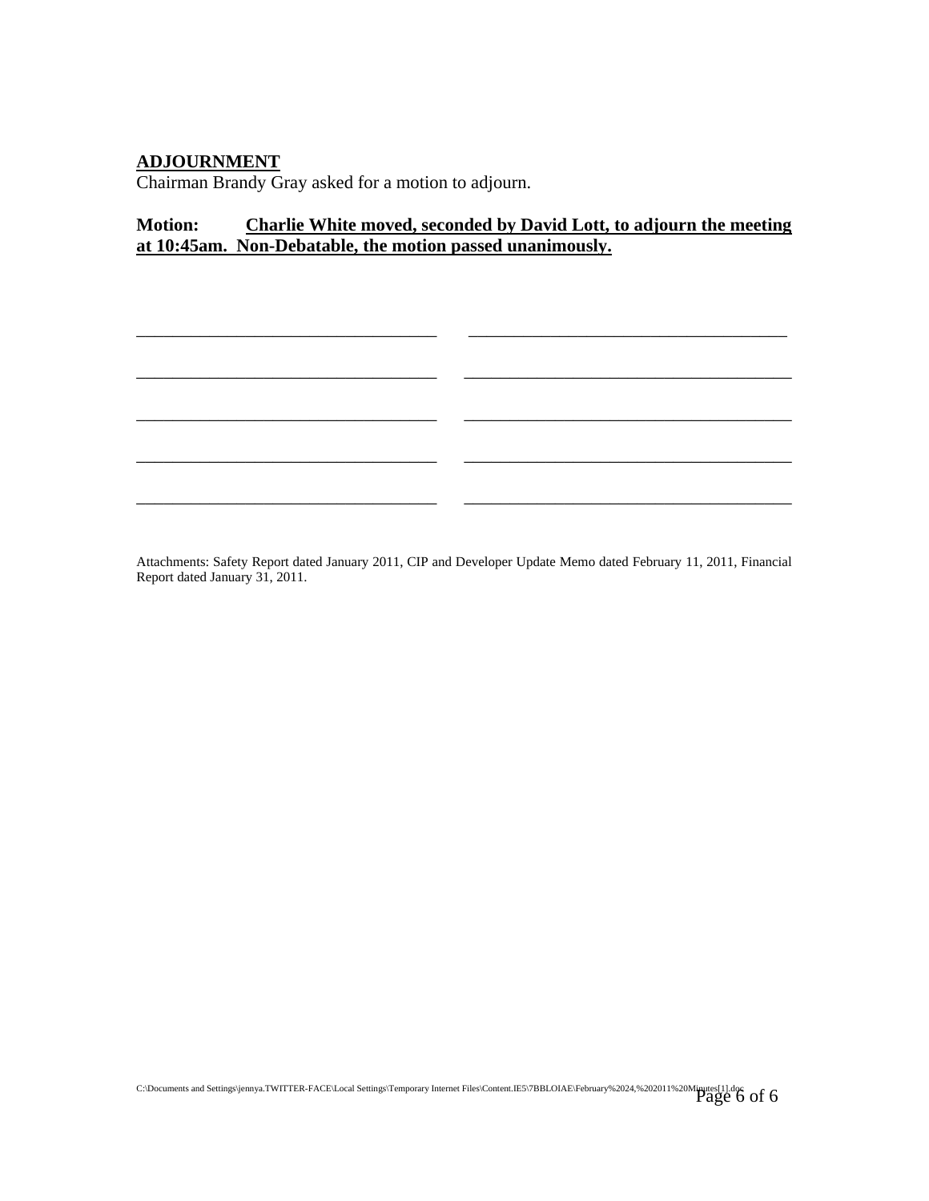## ADJOURNMENT

Chairman Brandy Gray asked for a motion to adjourn.

**Motion:** **Charlie White moved, seconded by David Lott, to adjourn the meeting at 10:45am. Non-Debatable, the motion passed unanimously.**

| | |
|---|---|
| ____________________________________ | ____________________________________ |
| ____________________________________ | ____________________________________ |
| ____________________________________ | ____________________________________ |
| ____________________________________ | ____________________________________ |
| ____________________________________ | ____________________________________ |

Attachments: Safety Report dated January 2011, CIP and Developer Update Memo dated February 11, 2011, Financial Report dated January 31, 2011.